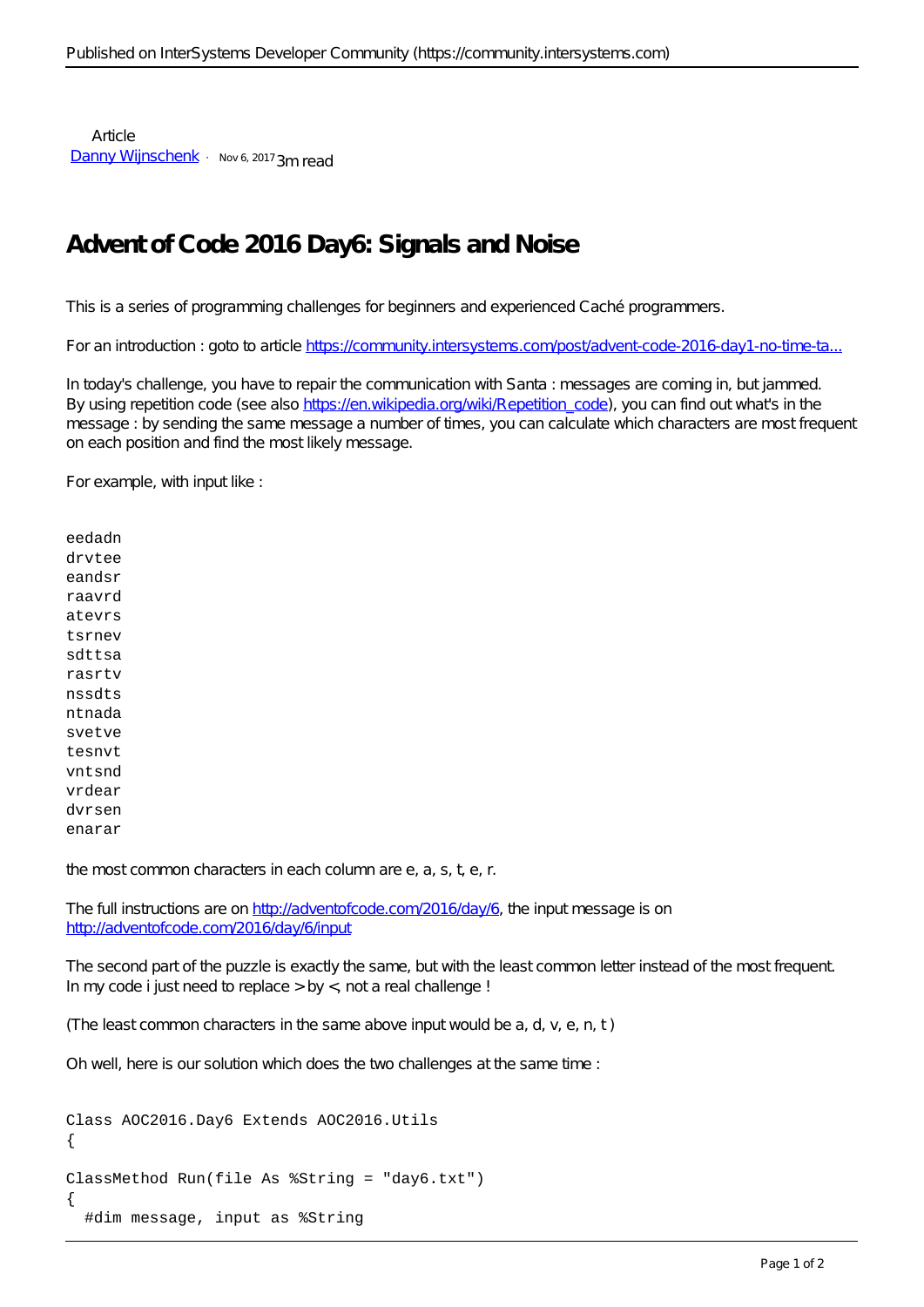Article
[Danny Wijnschenk](#) · Nov 6, 2017 3m read

# Advent of Code 2016 Day6: Signals and Noise

This is a series of programming challenges for beginners and experienced Caché programmers.

For an introduction : goto to article [https://community.intersystems.com/post/advent-code-2016-day1-no-time-ta...](https://community.intersystems.com/post/advent-code-2016-day1-no-time-ta...)

In today's challenge, you have to repair the communication with Santa : messages are coming in, but jammed. By using repetition code (see also [https://en.wikipedia.org/wiki/Repetition_code](https://en.wikipedia.org/wiki/Repetition_code)), you can find out what's in the message : by sending the same message a number of times, you can calculate which characters are most frequent on each position and find the most likely message.

For example, with input like :

```
eedadn
drvtee
eandsr
raavrd
atevrs
tsrnev
sdttsa
rasrtv
nssdts
ntnada
svetve
tesnvt
vntsnd
vrdear
dvrsen
enarar
```

the most common characters in each column are e, a, s, t, e, r.

The full instructions are on [http://adventofcode.com/2016/day/6](http://adventofcode.com/2016/day/6), the input message is on [http://adventofcode.com/2016/day/6/input](http://adventofcode.com/2016/day/6/input)

The second part of the puzzle is exactly the same, but with the least common letter instead of the most frequent. In my code i just need to replace > by <, not a real challenge !

(The least common characters in the same above input would be a, d, v, e, n, t )

Oh well, here is our solution which does the two challenges at the same time :

```
Class AOC2016.Day6 Extends AOC2016.Utils
{

ClassMethod Run(file As %String = "day6.txt")
{
  #dim message, input as %String
```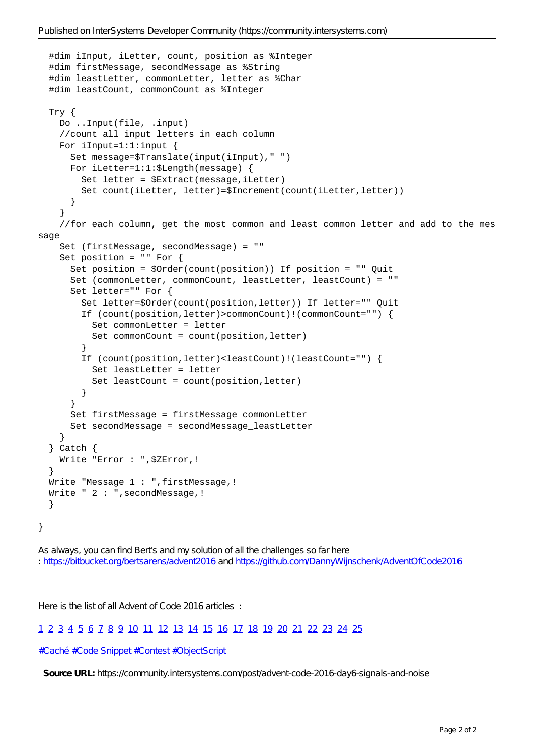```
  #dim iInput, iLetter, count, position as %Integer
  #dim firstMessage, secondMessage as %String
  #dim leastLetter, commonLetter, letter as %Char
  #dim leastCount, commonCount as %Integer

  Try {
    Do ..Input(file, .input)
    //count all input letters in each column
    For iInput=1:1:input {
      Set message=$Translate(input(iInput)," ")
      For iLetter=1:1:$Length(message) {
        Set letter = $Extract(message,iLetter)
        Set count(iLetter, letter)=$Increment(count(iLetter,letter))
      }
    }
    //for each column, get the most common and least common letter and add to the message
    Set (firstMessage, secondMessage) = ""
    Set position = "" For {
      Set position = $Order(count(position)) If position = "" Quit
      Set (commonLetter, commonCount, leastLetter, leastCount) = ""
      Set letter="" For {
        Set letter=$Order(count(position,letter)) If letter="" Quit
        If (count(position,letter)>commonCount)!(commonCount="") {
          Set commonLetter = letter
          Set commonCount = count(position,letter)
        }
        If (count(position,letter)<leastCount)!(leastCount="") {
          Set leastLetter = letter
          Set leastCount = count(position,letter)
        }
      }
      Set firstMessage = firstMessage_commonLetter
      Set secondMessage = secondMessage_leastLetter
    }
  } Catch {
    Write "Error : ",$ZError,!
  }
  Write "Message 1 : ",firstMessage,!
  Write " 2 : ",secondMessage,!
  }

}
```

As always, you can find Bert's and my solution of all the challenges so far here : https://bitbucket.org/bertsarens/advent2016 and https://github.com/DannyWijnschenk/AdventOfCode2016

Here is the list of all Advent of Code 2016 articles :

1 2 3 4 5 6 7 8 9 10 11 12 13 14 15 16 17 18 19 20 21 22 23 24 25

#Caché #Code Snippet #Contest #ObjectScript

**Source URL:** https://community.intersystems.com/post/advent-code-2016-day6-signals-and-noise